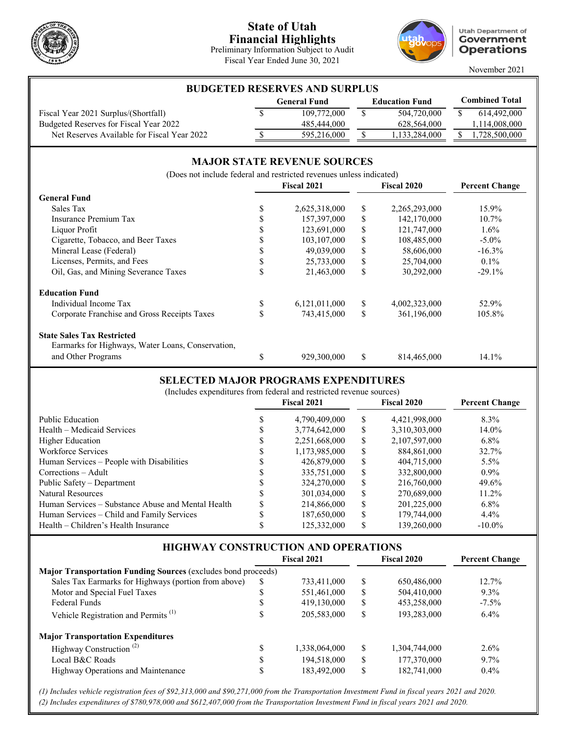# State of Utah
# Financial Highlights

Preliminary Information Subject to Audit
Fiscal Year Ended June 30, 2021

Utah Department of Government Operations

November 2021

## BUDGETED RESERVES AND SURPLUS

| | General Fund | Education Fund | Combined Total |
|---|---|---|---|
| Fiscal Year 2021 Surplus/(Shortfall) | $ 109,772,000 | $ 504,720,000 | $ 614,492,000 |
| Budgeted Reserves for Fiscal Year 2022 | 485,444,000 | 628,564,000 | 1,114,008,000 |
| Net Reserves Available for Fiscal Year 2022 | $ 595,216,000 | $ 1,133,284,000 | $ 1,728,500,000 |

## MAJOR STATE REVENUE SOURCES

(Does not include federal and restricted revenues unless indicated)

| | Fiscal 2021 | Fiscal 2020 | Percent Change |
|---|---|---|---|
| **General Fund** | | | |
| Sales Tax | $ 2,625,318,000 | $ 2,265,293,000 | 15.9% |
| Insurance Premium Tax | $ 157,397,000 | $ 142,170,000 | 10.7% |
| Liquor Profit | $ 123,691,000 | $ 121,747,000 | 1.6% |
| Cigarette, Tobacco, and Beer Taxes | $ 103,107,000 | $ 108,485,000 | -5.0% |
| Mineral Lease (Federal) | $ 49,039,000 | $ 58,606,000 | -16.3% |
| Licenses, Permits, and Fees | $ 25,733,000 | $ 25,704,000 | 0.1% |
| Oil, Gas, and Mining Severance Taxes | $ 21,463,000 | $ 30,292,000 | -29.1% |
| **Education Fund** | | | |
| Individual Income Tax | $ 6,121,011,000 | $ 4,002,323,000 | 52.9% |
| Corporate Franchise and Gross Receipts Taxes | $ 743,415,000 | $ 361,196,000 | 105.8% |
| **State Sales Tax Restricted** | | | |
| Earmarks for Highways, Water Loans, Conservation, and Other Programs | $ 929,300,000 | $ 814,465,000 | 14.1% |

## SELECTED MAJOR PROGRAMS EXPENDITURES

(Includes expenditures from federal and restricted revenue sources)

| | Fiscal 2021 | Fiscal 2020 | Percent Change |
|---|---|---|---|
| Public Education | $ 4,790,409,000 | $ 4,421,998,000 | 8.3% |
| Health – Medicaid Services | $ 3,774,642,000 | $ 3,310,303,000 | 14.0% |
| Higher Education | $ 2,251,668,000 | $ 2,107,597,000 | 6.8% |
| Workforce Services | $ 1,173,985,000 | $ 884,861,000 | 32.7% |
| Human Services – People with Disabilities | $ 426,879,000 | $ 404,715,000 | 5.5% |
| Corrections – Adult | $ 335,751,000 | $ 332,800,000 | 0.9% |
| Public Safety – Department | $ 324,270,000 | $ 216,760,000 | 49.6% |
| Natural Resources | $ 301,034,000 | $ 270,689,000 | 11.2% |
| Human Services – Substance Abuse and Mental Health | $ 214,866,000 | $ 201,225,000 | 6.8% |
| Human Services – Child and Family Services | $ 187,650,000 | $ 179,744,000 | 4.4% |
| Health – Children's Health Insurance | $ 125,332,000 | $ 139,260,000 | -10.0% |

## HIGHWAY CONSTRUCTION AND OPERATIONS

| | Fiscal 2021 | Fiscal 2020 | Percent Change |
|---|---|---|---|
| **Major Transportation Funding Sources** (excludes bond proceeds) | | | |
| Sales Tax Earmarks for Highways (portion from above) | $ 733,411,000 | $ 650,486,000 | 12.7% |
| Motor and Special Fuel Taxes | $ 551,461,000 | $ 504,410,000 | 9.3% |
| Federal Funds | $ 419,130,000 | $ 453,258,000 | -7.5% |
| Vehicle Registration and Permits (1) | $ 205,583,000 | $ 193,283,000 | 6.4% |
| **Major Transportation Expenditures** | | | |
| Highway Construction (2) | $ 1,338,064,000 | $ 1,304,744,000 | 2.6% |
| Local B&C Roads | $ 194,518,000 | $ 177,370,000 | 9.7% |
| Highway Operations and Maintenance | $ 183,492,000 | $ 182,741,000 | 0.4% |

*(1) Includes vehicle registration fees of $92,313,000 and $90,271,000 from the Transportation Investment Fund in fiscal years 2021 and 2020.*

*(2) Includes expenditures of $780,978,000 and $612,407,000 from the Transportation Investment Fund in fiscal years 2021 and 2020.*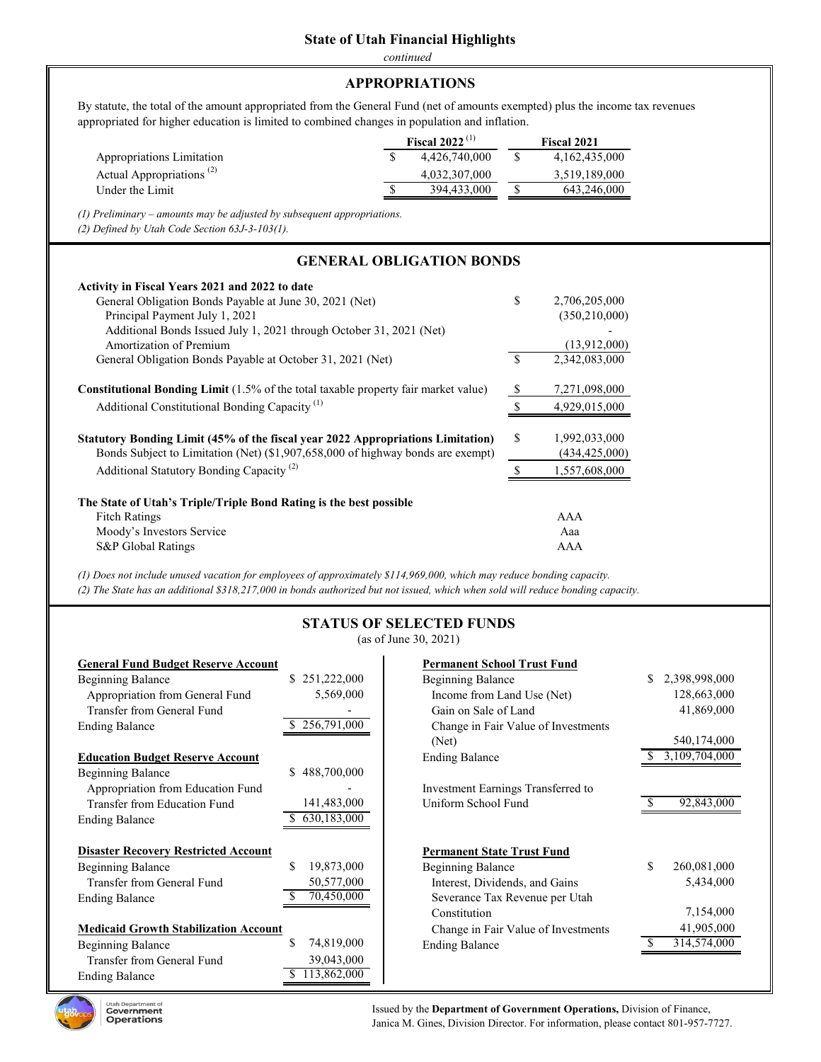# State of Utah Financial Highlights

*continued*

## APPROPRIATIONS

By statute, the total of the amount appropriated from the General Fund (net of amounts exempted) plus the income tax revenues appropriated for higher education is limited to combined changes in population and inflation.

| | Fiscal 2022 [1] | Fiscal 2021 |
|---|---|---|
| Appropriations Limitation | $ 4,426,740,000 | $ 4,162,435,000 |
| Actual Appropriations [2] | 4,032,307,000 | 3,519,189,000 |
| Under the Limit | $ 394,433,000 | $ 643,246,000 |

*(1) Preliminary – amounts may be adjusted by subsequent appropriations.*
*(2) Defined by Utah Code Section 63J-3-103(1).*

## GENERAL OBLIGATION BONDS

| | |
|---|---|
| **Activity in Fiscal Years 2021 and 2022 to date** | |
| General Obligation Bonds Payable at June 30, 2021 (Net) | $ 2,706,205,000 |
| Principal Payment July 1, 2021 | (350,210,000) |
| Additional Bonds Issued July 1, 2021 through October 31, 2021 (Net) | - |
| Amortization of Premium | (13,912,000) |
| General Obligation Bonds Payable at October 31, 2021 (Net) | $ 2,342,083,000 |
| **Constitutional Bonding Limit** (1.5% of the total taxable property fair market value) | $ 7,271,098,000 |
| Additional Constitutional Bonding Capacity [1] | $ 4,929,015,000 |
| **Statutory Bonding Limit (45% of the fiscal year 2022 Appropriations Limitation)** | $ 1,992,033,000 |
| Bonds Subject to Limitation (Net) ($1,907,658,000 of highway bonds are exempt) | (434,425,000) |
| Additional Statutory Bonding Capacity [2] | $ 1,557,608,000 |

**The State of Utah's Triple/Triple Bond Rating is the best possible**

| | |
|---|---|
| Fitch Ratings | AAA |
| Moody's Investors Service | Aaa |
| S&P Global Ratings | AAA |

*(1) Does not include unused vacation for employees of approximately $114,969,000, which may reduce bonding capacity.*
*(2) The State has an additional $318,217,000 in bonds authorized but not issued, which when sold will reduce bonding capacity.*

## STATUS OF SELECTED FUNDS

(as of June 30, 2021)

| **General Fund Budget Reserve Account** | |
|---|---|
| Beginning Balance | $ 251,222,000 |
| Appropriation from General Fund | 5,569,000 |
| Transfer from General Fund | - |
| Ending Balance | $ 256,791,000 |

| **Education Budget Reserve Account** | |
|---|---|
| Beginning Balance | $ 488,700,000 |
| Appropriation from Education Fund | - |
| Transfer from Education Fund | 141,483,000 |
| Ending Balance | $ 630,183,000 |

| **Disaster Recovery Restricted Account** | |
|---|---|
| Beginning Balance | $ 19,873,000 |
| Transfer from General Fund | 50,577,000 |
| Ending Balance | $ 70,450,000 |

| **Medicaid Growth Stabilization Account** | |
|---|---|
| Beginning Balance | $ 74,819,000 |
| Transfer from General Fund | 39,043,000 |
| Ending Balance | $ 113,862,000 |

| **Permanent School Trust Fund** | |
|---|---|
| Beginning Balance | $ 2,398,998,000 |
| Income from Land Use (Net) | 128,663,000 |
| Gain on Sale of Land | 41,869,000 |
| Change in Fair Value of Investments (Net) | 540,174,000 |
| Ending Balance | $ 3,109,704,000 |
| Investment Earnings Transferred to Uniform School Fund | $ 92,843,000 |

| **Permanent State Trust Fund** | |
|---|---|
| Beginning Balance | $ 260,081,000 |
| Interest, Dividends, and Gains | 5,434,000 |
| Severance Tax Revenue per Utah Constitution | 7,154,000 |
| Change in Fair Value of Investments | 41,905,000 |
| Ending Balance | $ 314,574,000 |

Utah Department of Government Operations

Issued by the **Department of Government Operations,** Division of Finance, Janica M. Gines, Division Director. For information, please contact 801-957-7727.